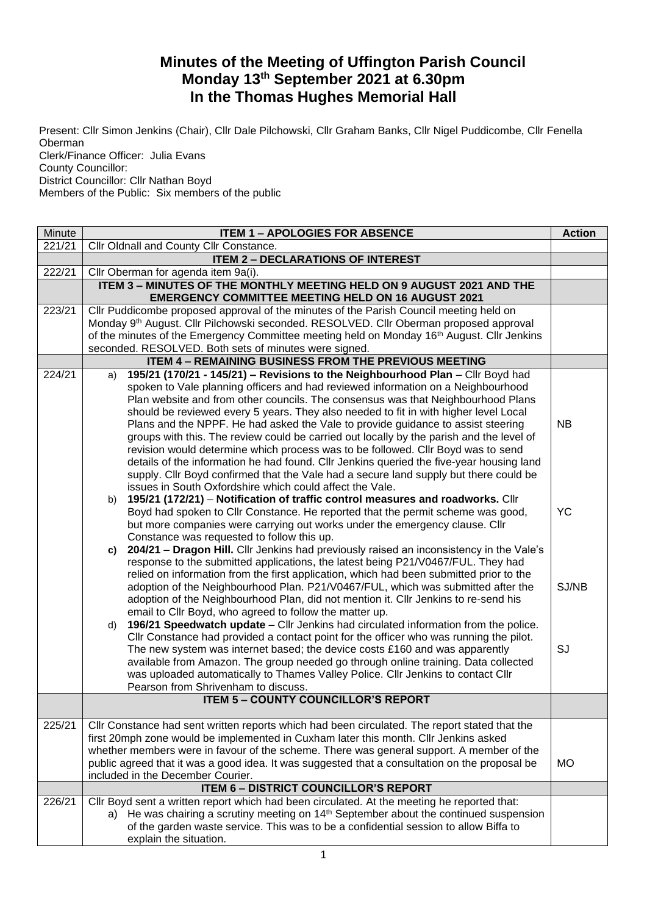# Minutes of the Meeting of Uffington Parish Council
## Monday 13th September 2021 at 6.30pm
## In the Thomas Hughes Memorial Hall

Present: Cllr Simon Jenkins (Chair), Cllr Dale Pilchowski, Cllr Graham Banks, Cllr Nigel Puddicombe, Cllr Fenella Oberman
Clerk/Finance Officer: Julia Evans
County Councillor:
District Councillor: Cllr Nathan Boyd
Members of the Public: Six members of the public

| Minute | ITEM 1 – APOLOGIES FOR ABSENCE | Action |
|---|---|---|
| 221/21 | Cllr Oldnall and County Cllr Constance. | |
| | **ITEM 2 – DECLARATIONS OF INTEREST** | |
| 222/21 | Cllr Oberman for agenda item 9a(i). | |
| | **ITEM 3 – MINUTES OF THE MONTHLY MEETING HELD ON 9 AUGUST 2021 AND THE EMERGENCY COMMITTEE MEETING HELD ON 16 AUGUST 2021** | |
| 223/21 | Cllr Puddicombe proposed approval of the minutes of the Parish Council meeting held on Monday 9th August. Cllr Pilchowski seconded. RESOLVED. Cllr Oberman proposed approval of the minutes of the Emergency Committee meeting held on Monday 16th August. Cllr Jenkins seconded. RESOLVED. Both sets of minutes were signed. | |
| | **ITEM 4 – REMAINING BUSINESS FROM THE PREVIOUS MEETING** | |
| 224/21 | a) **195/21 (170/21 - 145/21) – Revisions to the Neighbourhood Plan** – Cllr Boyd had spoken to Vale planning officers and had reviewed information on a Neighbourhood Plan website and from other councils. The consensus was that Neighbourhood Plans should be reviewed every 5 years. They also needed to fit in with higher level Local Plans and the NPPF. He had asked the Vale to provide guidance to assist steering groups with this. The review could be carried out locally by the parish and the level of revision would determine which process was to be followed. Cllr Boyd was to send details of the information he had found. Cllr Jenkins queried the five-year housing land supply. Cllr Boyd confirmed that the Vale had a secure land supply but there could be issues in South Oxfordshire which could affect the Vale. | NB |
| | b) **195/21 (172/21)** – **Notification of traffic control measures and roadworks.** Cllr Boyd had spoken to Cllr Constance. He reported that the permit scheme was good, but more companies were carrying out works under the emergency clause. Cllr Constance was requested to follow this up. | YC |
| | c) **204/21** – **Dragon Hill.** Cllr Jenkins had previously raised an inconsistency in the Vale's response to the submitted applications, the latest being P21/V0467/FUL. They had relied on information from the first application, which had been submitted prior to the adoption of the Neighbourhood Plan. P21/V0467/FUL, which was submitted after the adoption of the Neighbourhood Plan, did not mention it. Cllr Jenkins to re-send his email to Cllr Boyd, who agreed to follow the matter up. | SJ/NB |
| | d) **196/21 Speedwatch update** – Cllr Jenkins had circulated information from the police. Cllr Constance had provided a contact point for the officer who was running the pilot. The new system was internet based; the device costs £160 and was apparently available from Amazon. The group needed go through online training. Data collected was uploaded automatically to Thames Valley Police. Cllr Jenkins to contact Cllr Pearson from Shrivenham to discuss. | SJ |
| | **ITEM 5 – COUNTY COUNCILLOR'S REPORT** | |
| 225/21 | Cllr Constance had sent written reports which had been circulated. The report stated that the first 20mph zone would be implemented in Cuxham later this month. Cllr Jenkins asked whether members were in favour of the scheme. There was general support. A member of the public agreed that it was a good idea. It was suggested that a consultation on the proposal be included in the December Courier. | MO |
| | **ITEM 6 – DISTRICT COUNCILLOR'S REPORT** | |
| 226/21 | Cllr Boyd sent a written report which had been circulated. At the meeting he reported that:<br>a) He was chairing a scrutiny meeting on 14th September about the continued suspension of the garden waste service. This was to be a confidential session to allow Biffa to explain the situation. | |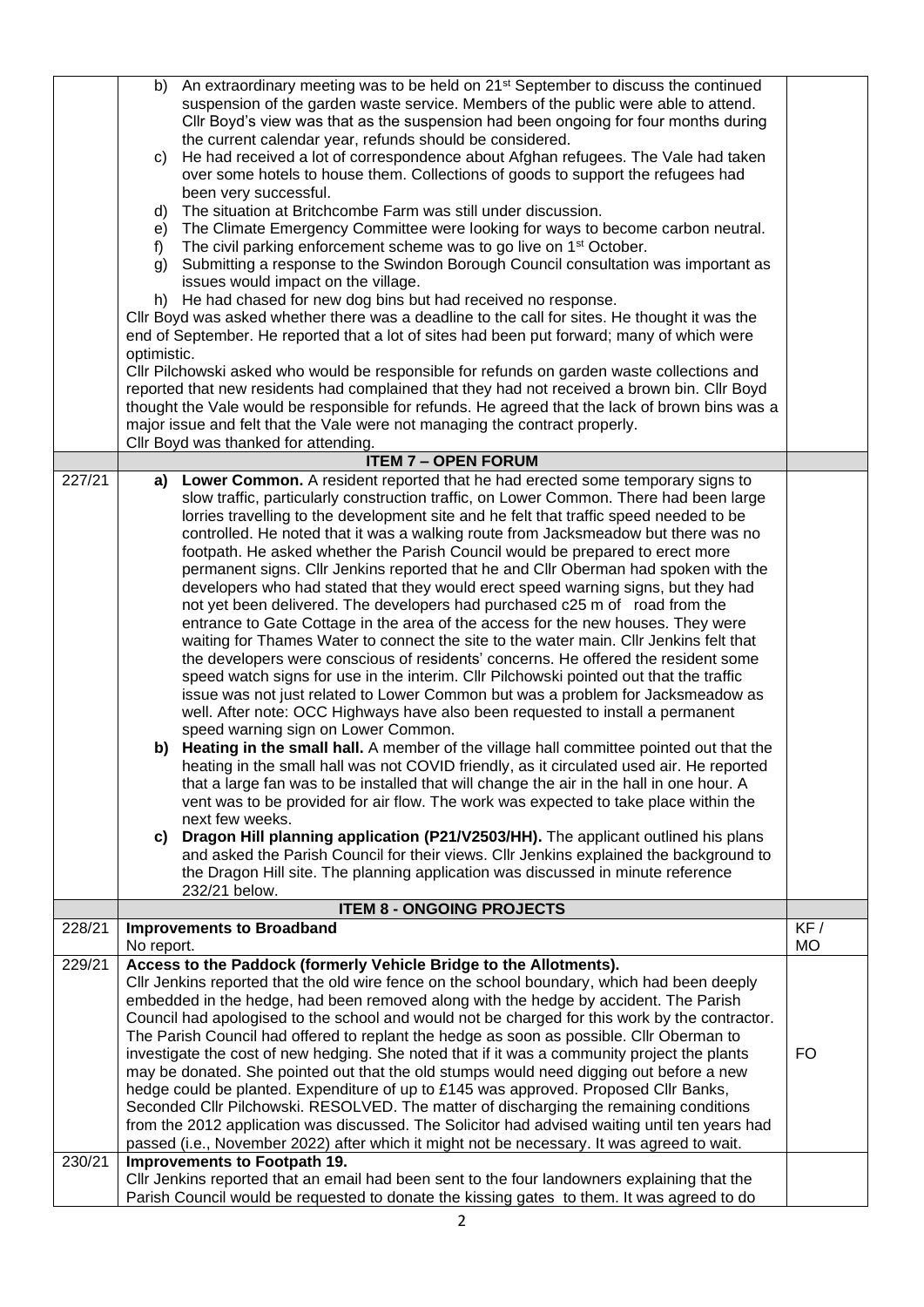| | | |
|---|---|---|
| | b) An extraordinary meeting was to be held on 21st September to discuss the continued suspension of the garden waste service. Members of the public were able to attend. Cllr Boyd's view was that as the suspension had been ongoing for four months during the current calendar year, refunds should be considered.<br>c) He had received a lot of correspondence about Afghan refugees. The Vale had taken over some hotels to house them. Collections of goods to support the refugees had been very successful.<br>d) The situation at Britchcombe Farm was still under discussion.<br>e) The Climate Emergency Committee were looking for ways to become carbon neutral.<br>f) The civil parking enforcement scheme was to go live on 1st October.<br>g) Submitting a response to the Swindon Borough Council consultation was important as issues would impact on the village.<br>h) He had chased for new dog bins but had received no response.<br>Cllr Boyd was asked whether there was a deadline to the call for sites. He thought it was the end of September. He reported that a lot of sites had been put forward; many of which were optimistic.<br>Cllr Pilchowski asked who would be responsible for refunds on garden waste collections and reported that new residents had complained that they had not received a brown bin. Cllr Boyd thought the Vale would be responsible for refunds. He agreed that the lack of brown bins was a major issue and felt that the Vale were not managing the contract properly.<br>Cllr Boyd was thanked for attending. | |
| | **ITEM 7 – OPEN FORUM** | |
| 227/21 | **a) Lower Common.** A resident reported that he had erected some temporary signs to slow traffic, particularly construction traffic, on Lower Common. There had been large lorries travelling to the development site and he felt that traffic speed needed to be controlled. He noted that it was a walking route from Jacksmeadow but there was no footpath. He asked whether the Parish Council would be prepared to erect more permanent signs. Cllr Jenkins reported that he and Cllr Oberman had spoken with the developers who had stated that they would erect speed warning signs, but they had not yet been delivered. The developers had purchased c25 m of road from the entrance to Gate Cottage in the area of the access for the new houses. They were waiting for Thames Water to connect the site to the water main. Cllr Jenkins felt that the developers were conscious of residents' concerns. He offered the resident some speed watch signs for use in the interim. Cllr Pilchowski pointed out that the traffic issue was not just related to Lower Common but was a problem for Jacksmeadow as well. After note: OCC Highways have also been requested to install a permanent speed warning sign on Lower Common.<br>**b) Heating in the small hall.** A member of the village hall committee pointed out that the heating in the small hall was not COVID friendly, as it circulated used air. He reported that a large fan was to be installed that will change the air in the hall in one hour. A vent was to be provided for air flow. The work was expected to take place within the next few weeks.<br>**c) Dragon Hill planning application (P21/V2503/HH).** The applicant outlined his plans and asked the Parish Council for their views. Cllr Jenkins explained the background to the Dragon Hill site. The planning application was discussed in minute reference 232/21 below. | |
| | **ITEM 8 - ONGOING PROJECTS** | |
| 228/21 | **Improvements to Broadband**<br>No report. | KF / MO |
| 229/21 | **Access to the Paddock (formerly Vehicle Bridge to the Allotments).**<br>Cllr Jenkins reported that the old wire fence on the school boundary, which had been deeply embedded in the hedge, had been removed along with the hedge by accident. The Parish Council had apologised to the school and would not be charged for this work by the contractor. The Parish Council had offered to replant the hedge as soon as possible. Cllr Oberman to investigate the cost of new hedging. She noted that if it was a community project the plants may be donated. She pointed out that the old stumps would need digging out before a new hedge could be planted. Expenditure of up to £145 was approved. Proposed Cllr Banks, Seconded Cllr Pilchowski. RESOLVED. The matter of discharging the remaining conditions from the 2012 application was discussed. The Solicitor had advised waiting until ten years had passed (i.e., November 2022) after which it might not be necessary. It was agreed to wait. | FO |
| 230/21 | **Improvements to Footpath 19.**<br>Cllr Jenkins reported that an email had been sent to the four landowners explaining that the Parish Council would be requested to donate the kissing gates to them. It was agreed to do | |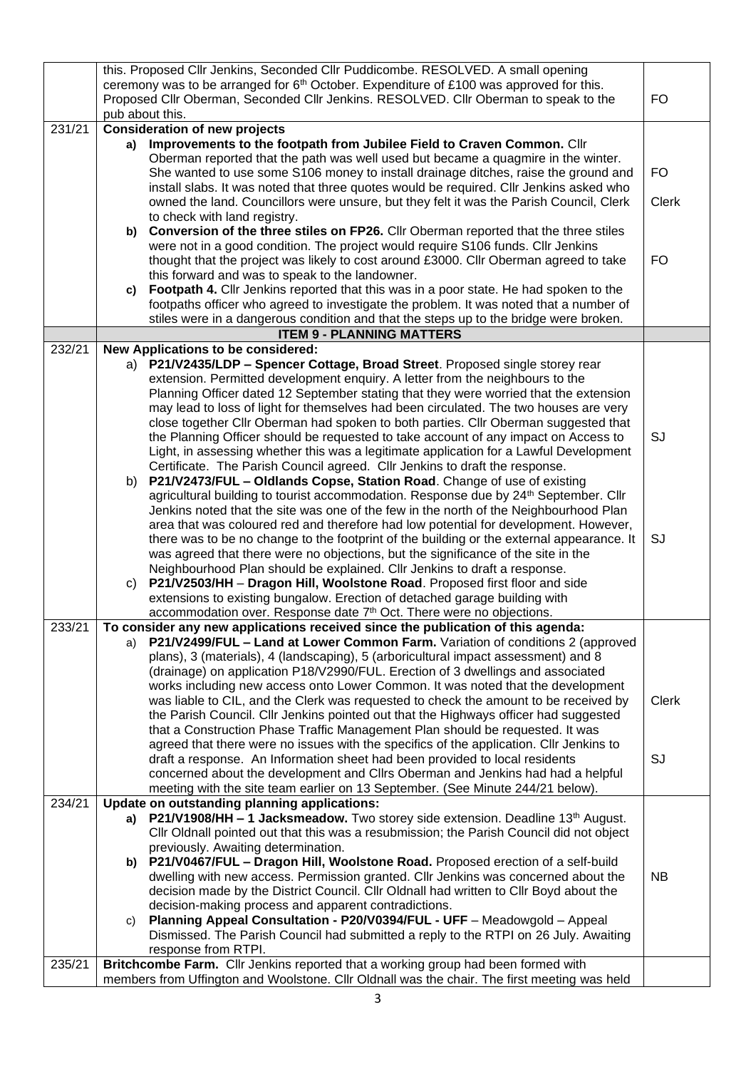| | | |
|---|---|---|
| | this. Proposed Cllr Jenkins, Seconded Cllr Puddicombe. RESOLVED. A small opening ceremony was to be arranged for 6th October. Expenditure of £100 was approved for this. Proposed Cllr Oberman, Seconded Cllr Jenkins. RESOLVED. Cllr Oberman to speak to the pub about this. | FO |
| 231/21 | **Consideration of new projects**<br>**a) Improvements to the footpath from Jubilee Field to Craven Common.** Cllr Oberman reported that the path was well used but became a quagmire in the winter. She wanted to use some S106 money to install drainage ditches, raise the ground and install slabs. It was noted that three quotes would be required. Cllr Jenkins asked who owned the land. Councillors were unsure, but they felt it was the Parish Council, Clerk to check with land registry.<br>**b) Conversion of the three stiles on FP26.** Cllr Oberman reported that the three stiles were not in a good condition. The project would require S106 funds. Cllr Jenkins thought that the project was likely to cost around £3000. Cllr Oberman agreed to take this forward and was to speak to the landowner.<br>**c) Footpath 4.** Cllr Jenkins reported that this was in a poor state. He had spoken to the footpaths officer who agreed to investigate the problem. It was noted that a number of stiles were in a dangerous condition and that the steps up to the bridge were broken. | FO<br><br>Clerk<br><br>FO |
| | **ITEM 9 - PLANNING MATTERS** | |
| 232/21 | **New Applications to be considered:**<br>a) **P21/V2435/LDP – Spencer Cottage, Broad Street**. Proposed single storey rear extension. Permitted development enquiry. A letter from the neighbours to the Planning Officer dated 12 September stating that they were worried that the extension may lead to loss of light for themselves had been circulated. The two houses are very close together Cllr Oberman had spoken to both parties. Cllr Oberman suggested that the Planning Officer should be requested to take account of any impact on Access to Light, in assessing whether this was a legitimate application for a Lawful Development Certificate. The Parish Council agreed. Cllr Jenkins to draft the response.<br>b) **P21/V2473/FUL – Oldlands Copse, Station Road**. Change of use of existing agricultural building to tourist accommodation. Response due by 24th September. Cllr Jenkins noted that the site was one of the few in the north of the Neighbourhood Plan area that was coloured red and therefore had low potential for development. However, there was to be no change to the footprint of the building or the external appearance. It was agreed that there were no objections, but the significance of the site in the Neighbourhood Plan should be explained. Cllr Jenkins to draft a response.<br>c) **P21/V2503/HH** – **Dragon Hill, Woolstone Road**. Proposed first floor and side extensions to existing bungalow. Erection of detached garage building with accommodation over. Response date 7th Oct. There were no objections. | SJ<br><br>SJ |
| 233/21 | **To consider any new applications received since the publication of this agenda:**<br>a) **P21/V2499/FUL – Land at Lower Common Farm.** Variation of conditions 2 (approved plans), 3 (materials), 4 (landscaping), 5 (arboricultural impact assessment) and 8 (drainage) on application P18/V2990/FUL. Erection of 3 dwellings and associated works including new access onto Lower Common. It was noted that the development was liable to CIL, and the Clerk was requested to check the amount to be received by the Parish Council. Cllr Jenkins pointed out that the Highways officer had suggested that a Construction Phase Traffic Management Plan should be requested. It was agreed that there were no issues with the specifics of the application. Cllr Jenkins to draft a response. An Information sheet had been provided to local residents concerned about the development and Cllrs Oberman and Jenkins had had a helpful meeting with the site team earlier on 13 September. (See Minute 244/21 below). | Clerk<br><br>SJ |
| 234/21 | **Update on outstanding planning applications:**<br>**a) P21/V1908/HH – 1 Jacksmeadow.** Two storey side extension. Deadline 13th August. Cllr Oldnall pointed out that this was a resubmission; the Parish Council did not object previously. Awaiting determination.<br>**b) P21/V0467/FUL – Dragon Hill, Woolstone Road.** Proposed erection of a self-build dwelling with new access. Permission granted. Cllr Jenkins was concerned about the decision made by the District Council. Cllr Oldnall had written to Cllr Boyd about the decision-making process and apparent contradictions.<br>c) **Planning Appeal Consultation - P20/V0394/FUL - UFF** – Meadowgold – Appeal Dismissed. The Parish Council had submitted a reply to the RTPI on 26 July. Awaiting response from RTPI. | NB |
| 235/21 | **Britchcombe Farm.** Cllr Jenkins reported that a working group had been formed with members from Uffington and Woolstone. Cllr Oldnall was the chair. The first meeting was held | |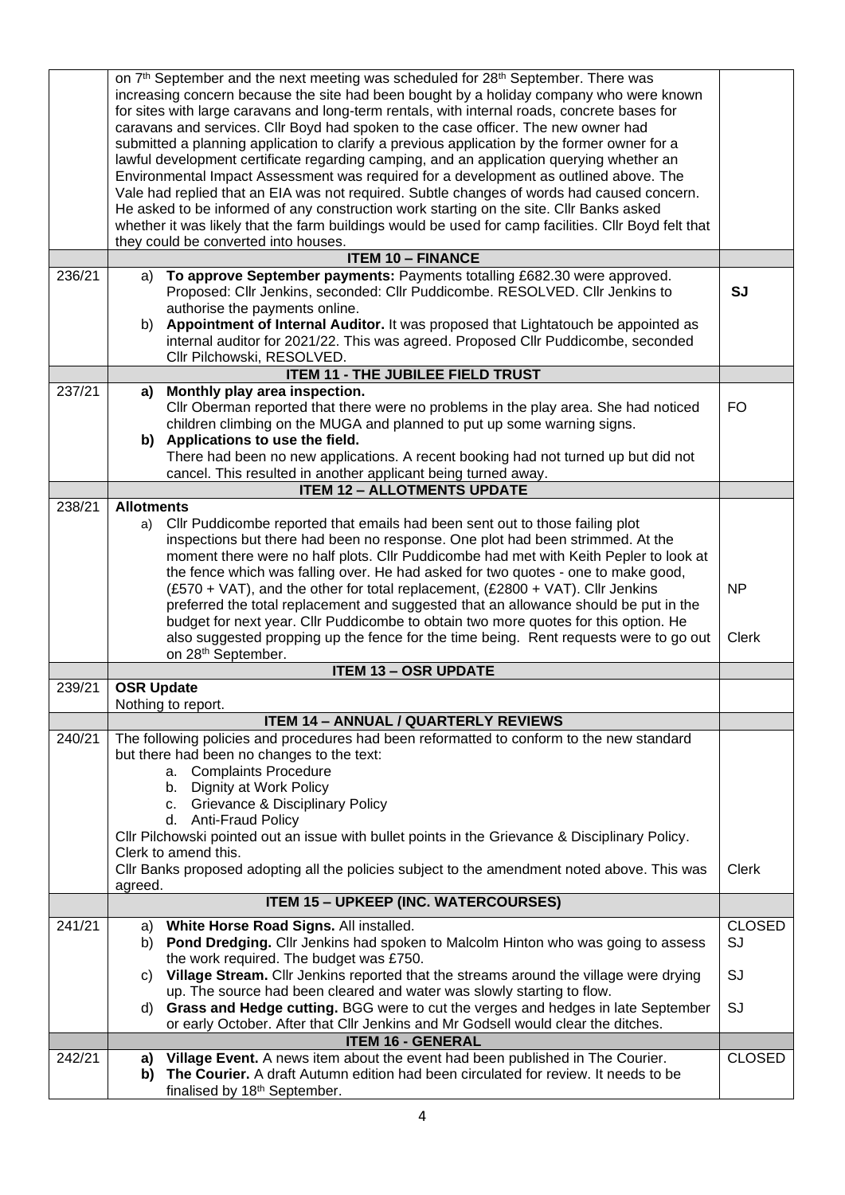| | | |
|---|---|---|
| | on 7th September and the next meeting was scheduled for 28th September. There was increasing concern because the site had been bought by a holiday company who were known for sites with large caravans and long-term rentals, with internal roads, concrete bases for caravans and services. Cllr Boyd had spoken to the case officer. The new owner had submitted a planning application to clarify a previous application by the former owner for a lawful development certificate regarding camping, and an application querying whether an Environmental Impact Assessment was required for a development as outlined above. The Vale had replied that an EIA was not required. Subtle changes of words had caused concern. He asked to be informed of any construction work starting on the site. Cllr Banks asked whether it was likely that the farm buildings would be used for camp facilities. Cllr Boyd felt that they could be converted into houses. | |
| | **ITEM 10 – FINANCE** | |
| 236/21 | a) **To approve September payments:** Payments totalling £682.30 were approved. Proposed: Cllr Jenkins, seconded: Cllr Puddicombe. RESOLVED. Cllr Jenkins to authorise the payments online.<br>b) **Appointment of Internal Auditor.** It was proposed that Lightatouch be appointed as internal auditor for 2021/22. This was agreed. Proposed Cllr Puddicombe, seconded Cllr Pilchowski, RESOLVED. | **SJ** |
| | **ITEM 11 - THE JUBILEE FIELD TRUST** | |
| 237/21 | **a) Monthly play area inspection.**<br>Cllr Oberman reported that there were no problems in the play area. She had noticed children climbing on the MUGA and planned to put up some warning signs.<br>**b) Applications to use the field.**<br>There had been no new applications. A recent booking had not turned up but did not cancel. This resulted in another applicant being turned away. | FO |
| | **ITEM 12 – ALLOTMENTS UPDATE** | |
| 238/21 | **Allotments**<br>a) Cllr Puddicombe reported that emails had been sent out to those failing plot inspections but there had been no response. One plot had been strimmed. At the moment there were no half plots. Cllr Puddicombe had met with Keith Pepler to look at the fence which was falling over. He had asked for two quotes - one to make good, (£570 + VAT), and the other for total replacement, (£2800 + VAT). Cllr Jenkins preferred the total replacement and suggested that an allowance should be put in the budget for next year. Cllr Puddicombe to obtain two more quotes for this option. He also suggested propping up the fence for the time being. Rent requests were to go out on 28th September. | NP<br><br>Clerk |
| | **ITEM 13 – OSR UPDATE** | |
| 239/21 | **OSR Update**<br>Nothing to report. | |
| | **ITEM 14 – ANNUAL / QUARTERLY REVIEWS** | |
| 240/21 | The following policies and procedures had been reformatted to conform to the new standard but there had been no changes to the text:<br>a. Complaints Procedure<br>b. Dignity at Work Policy<br>c. Grievance & Disciplinary Policy<br>d. Anti-Fraud Policy<br>Cllr Pilchowski pointed out an issue with bullet points in the Grievance & Disciplinary Policy. Clerk to amend this.<br>Cllr Banks proposed adopting all the policies subject to the amendment noted above. This was agreed. | Clerk |
| | **ITEM 15 – UPKEEP (INC. WATERCOURSES)** | |
| 241/21 | a) **White Horse Road Signs.** All installed.<br>b) **Pond Dredging.** Cllr Jenkins had spoken to Malcolm Hinton who was going to assess the work required. The budget was £750.<br>c) **Village Stream.** Cllr Jenkins reported that the streams around the village were drying up. The source had been cleared and water was slowly starting to flow.<br>d) **Grass and Hedge cutting.** BGG were to cut the verges and hedges in late September or early October. After that Cllr Jenkins and Mr Godsell would clear the ditches. | CLOSED<br>SJ<br><br>SJ<br><br>SJ |
| | **ITEM 16 - GENERAL** | |
| 242/21 | **a) Village Event.** A news item about the event had been published in The Courier.<br>**b) The Courier.** A draft Autumn edition had been circulated for review. It needs to be finalised by 18th September. | CLOSED |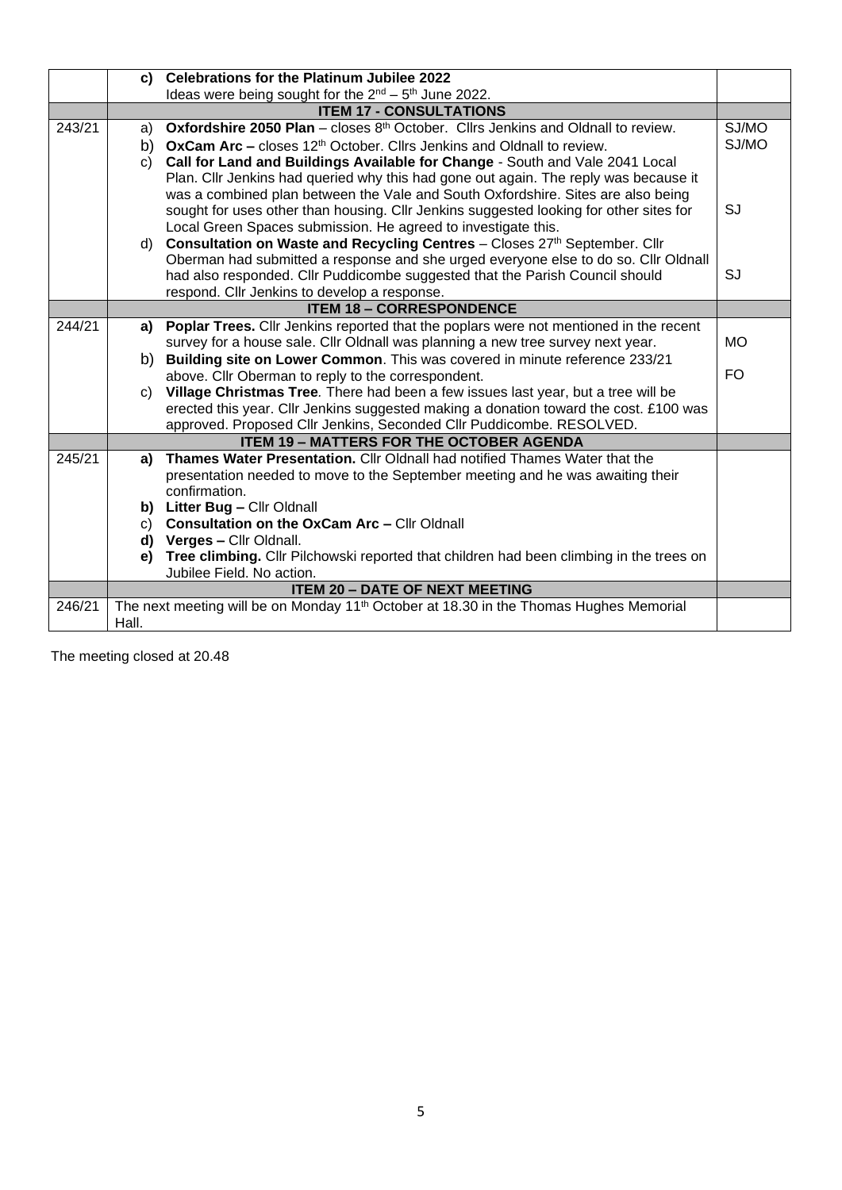| | | |
|---|---|---|
| | **c) Celebrations for the Platinum Jubilee 2022**<br>Ideas were being sought for the 2nd – 5th June 2022. | |
| | **ITEM 17 - CONSULTATIONS** | |
| 243/21 | a) **Oxfordshire 2050 Plan** – closes 8th October. Cllrs Jenkins and Oldnall to review.<br>b) **OxCam Arc –** closes 12th October. Cllrs Jenkins and Oldnall to review.<br>c) **Call for Land and Buildings Available for Change** - South and Vale 2041 Local Plan. Cllr Jenkins had queried why this had gone out again. The reply was because it was a combined plan between the Vale and South Oxfordshire. Sites are also being sought for uses other than housing. Cllr Jenkins suggested looking for other sites for Local Green Spaces submission. He agreed to investigate this.<br>d) **Consultation on Waste and Recycling Centres** – Closes 27th September. Cllr Oberman had submitted a response and she urged everyone else to do so. Cllr Oldnall had also responded. Cllr Puddicombe suggested that the Parish Council should respond. Cllr Jenkins to develop a response. | SJ/MO<br>SJ/MO<br><br>SJ<br><br>SJ |
| | **ITEM 18 – CORRESPONDENCE** | |
| 244/21 | **a) Poplar Trees.** Cllr Jenkins reported that the poplars were not mentioned in the recent survey for a house sale. Cllr Oldnall was planning a new tree survey next year.<br>b) **Building site on Lower Common**. This was covered in minute reference 233/21 above. Cllr Oberman to reply to the correspondent.<br>c) **Village Christmas Tree**. There had been a few issues last year, but a tree will be erected this year. Cllr Jenkins suggested making a donation toward the cost. £100 was approved. Proposed Cllr Jenkins, Seconded Cllr Puddicombe. RESOLVED. | MO<br><br>FO |
| | **ITEM 19 – MATTERS FOR THE OCTOBER AGENDA** | |
| 245/21 | **a) Thames Water Presentation.** Cllr Oldnall had notified Thames Water that the presentation needed to move to the September meeting and he was awaiting their confirmation.<br>**b) Litter Bug –** Cllr Oldnall<br>c) **Consultation on the OxCam Arc –** Cllr Oldnall<br>**d) Verges –** Cllr Oldnall.<br>**e) Tree climbing.** Cllr Pilchowski reported that children had been climbing in the trees on Jubilee Field. No action. | |
| | **ITEM 20 – DATE OF NEXT MEETING** | |
| 246/21 | The next meeting will be on Monday 11th October at 18.30 in the Thomas Hughes Memorial Hall. | |

The meeting closed at 20.48